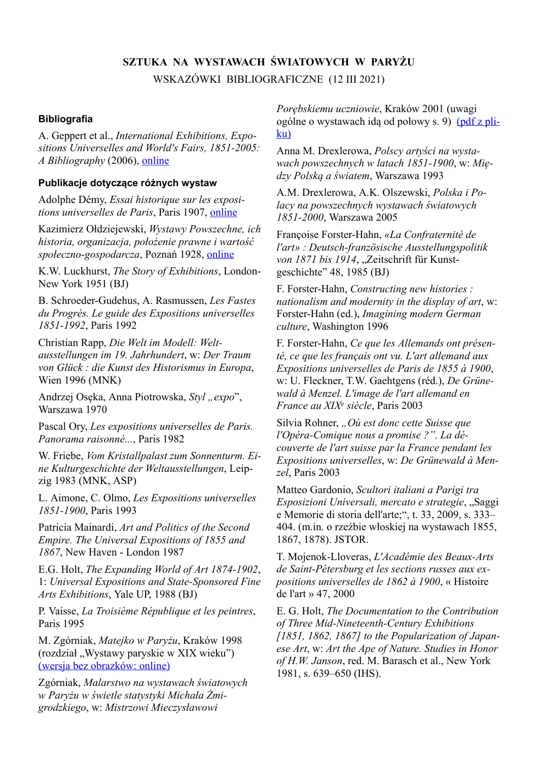# SZTUKA NA WYSTAWACH ŚWIATOWYCH W PARYŻU

WSKAZÓWKI BIBLIOGRAFICZNE (12 III 2021)

### Bibliografia

A. Geppert et al., *International Exhibitions, Expositions Universelles and World's Fairs, 1851-2005: A Bibliography* (2006), online

### Publikacje dotyczące różnych wystaw

Adolphe Démy, *Essai historique sur les expositions universelles de Paris*, Paris 1907, online

Kazimierz Ołdziejewski, *Wystawy Powszechne, ich historia, organizacja, położenie prawne i wartość społeczno-gospodarcza*, Poznań 1928, online

K.W. Luckhurst, *The Story of Exhibitions*, London-New York 1951 (BJ)

B. Schroeder-Gudehus, A. Rasmussen, *Les Fastes du Progrès. Le guide des Expositions universelles 1851-1992*, Paris 1992

Christian Rapp, *Die Welt im Modell: Weltausstellungen im 19. Jahrhundert*, w: *Der Traum von Glück : die Kunst des Historismus in Europa*, Wien 1996 (MNK)

Andrzej Osęka, Anna Piotrowska, *Styl „expo"*, Warszawa 1970

Pascal Ory, *Les expositions universelles de Paris. Panorama raisonné...*, Paris 1982

W. Friebe, *Vom Kristallpalast zum Sonnenturm. Eine Kulturgeschichte der Weltausstellungen*, Leipzig 1983 (MNK, ASP)

L. Aimone, C. Olmo, *Les Expositions universelles 1851-1900*, Paris 1993

Patricia Mainardi, *Art and Politics of the Second Empire. The Universal Expositions of 1855 and 1867*, New Haven - London 1987

E.G. Holt, *The Expanding World of Art 1874-1902*, 1: *Universal Expositions and State-Sponsored Fine Arts Exhibitions*, Yale UP, 1988 (BJ)

P. Vaisse, *La Troisième République et les peintres*, Paris 1995

M. Zgórniak, *Matejko w Paryżu*, Kraków 1998 (rozdział „Wystawy paryskie w XIX wieku") (wersja bez obrazków: online)

Zgórniak, *Malarstwo na wystawach światowych w Paryżu w świetle statystyki Michała Żmigrodzkiego*, w: *Mistrzowi Mieczysławowi Porębskiemu uczniowie*, Kraków 2001 (uwagi ogólne o wystawach idą od połowy s. 9) (pdf z pliku)

Anna M. Drexlerowa, *Polscy artyści na wystawach powszechnych w latach 1851-1900*, w: *Między Polską a światem*, Warszawa 1993

A.M. Drexlerowa, A.K. Olszewski, *Polska i Polacy na powszechnych wystawach światowych 1851-2000*, Warszawa 2005

Françoise Forster-Hahn, *«La Confraternité de l'art» : Deutsch-französische Ausstellungspolitik von 1871 bis 1914*, „Zeitschrift für Kunstgeschichte" 48, 1985 (BJ)

F. Forster-Hahn, *Constructing new histories : nationalism and modernity in the display of art*, w: Forster-Hahn (ed.), *Imagining modern German culture*, Washington 1996

F. Forster-Hahn, *Ce que les Allemands ont présenté, ce que les français ont vu. L'art allemand aux Expositions universelles de Paris de 1855 à 1900*, w: U. Fleckner, T.W. Gaehtgens (réd.), *De Grünewald à Menzel. L'image de l'art allemand en France au XIXe siècle*, Paris 2003

Silvia Rohner, *„Où est donc cette Suisse que l'Opéra-Comique nous a promise ?". La découverte de l'art suisse par la France pendant les Expositions universelles*, w: *De Grünewald à Menzel*, Paris 2003

Matteo Gardonio, *Scultori italiani a Parigi tra Esposizioni Universali, mercato e strategie*, „Saggi e Memorie di storia dell'arte;", t. 33, 2009, s. 333–404. (m.in. o rzeźbie włoskiej na wystawach 1855, 1867, 1878). JSTOR.

T. Mojenok-Lloveras, *L'Académie des Beaux-Arts de Saint-Pétersburg et les sections russes aux expositions universelles de 1862 à 1900*, « Histoire de l'art » 47, 2000

E. G. Holt, *The Documentation to the Contribution of Three Mid-Nineteenth-Century Exhibitions [1851, 1862, 1867] to the Popularization of Japanese Art*, w: *Art the Ape of Nature. Studies in Honor of H.W. Janson*, red. M. Barasch et al., New York 1981, s. 639–650 (IHS).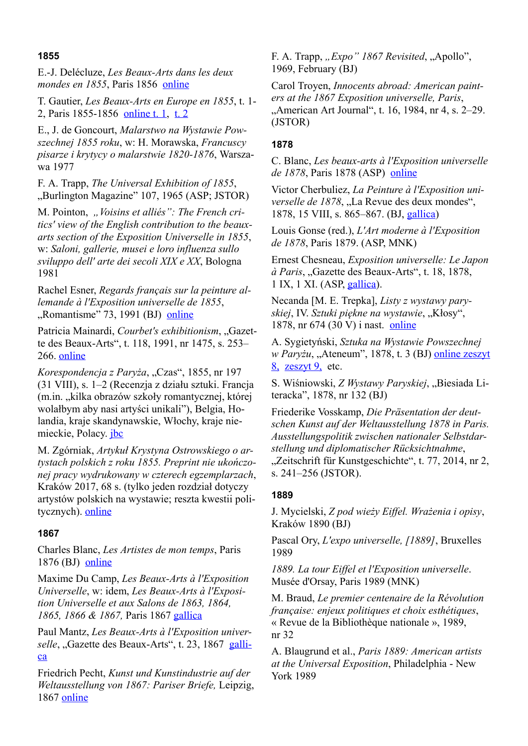## 1855

E.-J. Delécluze, *Les Beaux-Arts dans les deux mondes en 1855*, Paris 1856 online

T. Gautier, *Les Beaux-Arts en Europe en 1855*, t. 1-2, Paris 1855-1856 online t. 1, t. 2

E., J. de Goncourt, *Malarstwo na Wystawie Powszechnej 1855 roku*, w: H. Morawska, *Francuscy pisarze i krytycy o malarstwie 1820-1876*, Warszawa 1977

F. A. Trapp, *The Universal Exhibition of 1855*, „Burlington Magazine" 107, 1965 (ASP; JSTOR)

M. Pointon, *„Voisins et alliés": The French critics' view of the English contribution to the beaux-arts section of the Exposition Universelle in 1855*, w: *Saloni, gallerie, musei e loro influenza sullo sviluppo dell' arte dei secoli XIX e XX*, Bologna 1981

Rachel Esner, *Regards français sur la peinture allemande à l'Exposition universelle de 1855*, „Romantisme" 73, 1991 (BJ) online

Patricia Mainardi, *Courbet's exhibitionism*, „Gazette des Beaux-Arts", t. 118, 1991, nr 1475, s. 253–266. online

*Korespondencja z Paryża*, „Czas", 1855, nr 197 (31 VIII), s. 1–2 (Recenzja z działu sztuki. Francja (m.in. „kilka obrazów szkoły romantycznej, której wolałbym aby nasi artyści unikali"), Belgia, Holandia, kraje skandynawskie, Włochy, kraje niemieckie, Polacy. jbc

M. Zgórniak, *Artykuł Krystyna Ostrowskiego o artystach polskich z roku 1855. Preprint nie ukończonej pracy wydrukowany w czterech egzemplarzach*, Kraków 2017, 68 s. (tylko jeden rozdział dotyczy artystów polskich na wystawie; reszta kwestii politycznych). online

## 1867

Charles Blanc, *Les Artistes de mon temps*, Paris 1876 (BJ) online

Maxime Du Camp, *Les Beaux-Arts à l'Exposition Universelle*, w: idem, *Les Beaux-Arts à l'Exposition Universelle et aux Salons de 1863, 1864, 1865, 1866 & 1867*, Paris 1867 gallica

Paul Mantz, *Les Beaux-Arts à l'Exposition universelle*, „Gazette des Beaux-Arts", t. 23, 1867 gallica

Friedrich Pecht, *Kunst und Kunstindustrie auf der Weltausstellung von 1867: Pariser Briefe,* Leipzig, 1867 online

F. A. Trapp, *„Expo" 1867 Revisited*, „Apollo", 1969, February (BJ)

Carol Troyen, *Innocents abroad: American painters at the 1867 Exposition universelle, Paris*, „American Art Journal", t. 16, 1984, nr 4, s. 2–29. (JSTOR)

## 1878

C. Blanc, *Les beaux-arts à l'Exposition universelle de 1878*, Paris 1878 (ASP) online

Victor Cherbuliez, *La Peinture à l'Exposition universelle de 1878*, „La Revue des deux mondes", 1878, 15 VIII, s. 865–867. (BJ, gallica)

Louis Gonse (red.), *L'Art moderne à l'Exposition de 1878*, Paris 1879. (ASP, MNK)

Ernest Chesneau, *Exposition universelle: Le Japon à Paris*, „Gazette des Beaux-Arts", t. 18, 1878, 1 IX, 1 XI. (ASP, gallica).

Necanda [M. E. Trepka], *Listy z wystawy paryskiej*, IV. *Sztuki piękne na wystawie*, „Kłosy", 1878, nr 674 (30 V) i nast. online

A. Sygietyński, *Sztuka na Wystawie Powszechnej w Paryżu*, „Ateneum", 1878, t. 3 (BJ) online zeszyt 8, zeszyt 9, etc.

S. Wiśniowski, *Z Wystawy Paryskiej*, „Biesiada Literacka", 1878, nr 132 (BJ)

Friederike Vosskamp, *Die Präsentation der deutschen Kunst auf der Weltausstellung 1878 in Paris. Ausstellungspolitik zwischen nationaler Selbstdarstellung und diplomatischer Rücksichtnahme*, „Zeitschrift für Kunstgeschichte", t. 77, 2014, nr 2, s. 241–256 (JSTOR).

## 1889

J. Mycielski, *Z pod wieży Eiffel. Wrażenia i opisy*, Kraków 1890 (BJ)

Pascal Ory, *L'expo universelle, [1889]*, Bruxelles 1989

*1889. La tour Eiffel et l'Exposition universelle*. Musée d'Orsay, Paris 1989 (MNK)

M. Braud, *Le premier centenaire de la Révolution française: enjeux politiques et choix esthétiques*, « Revue de la Bibliothèque nationale », 1989, nr 32

A. Blaugrund et al., *Paris 1889: American artists at the Universal Exposition*, Philadelphia - New York 1989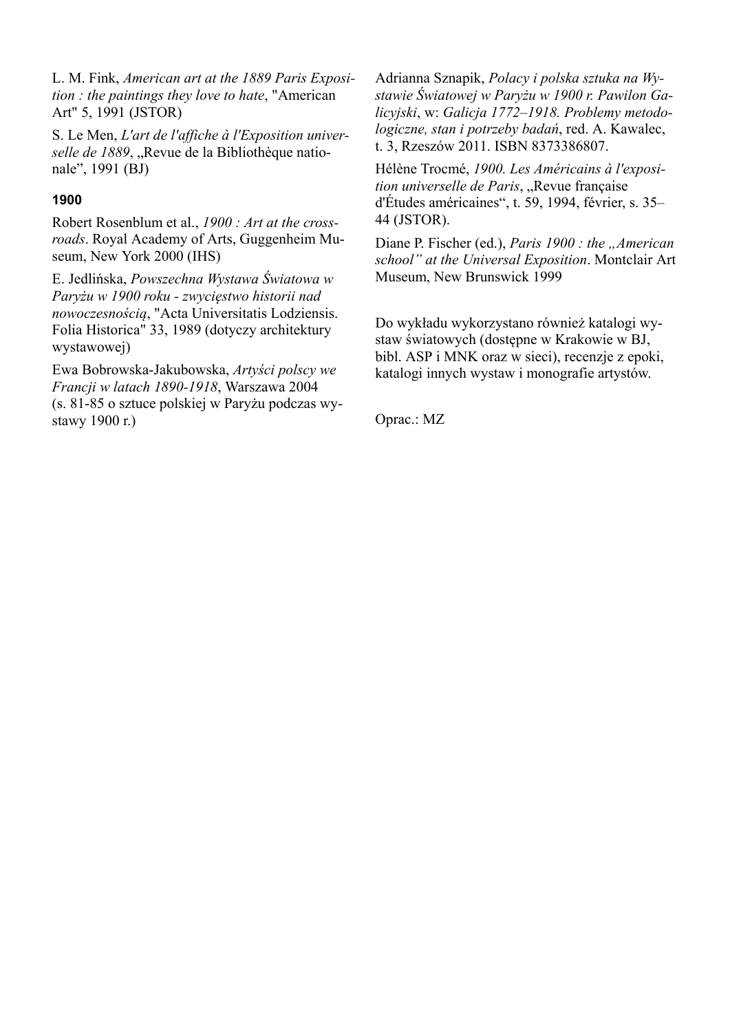L. M. Fink, *American art at the 1889 Paris Exposition : the paintings they love to hate*, "American Art" 5, 1991 (JSTOR)

S. Le Men, *L'art de l'affiche à l'Exposition universelle de 1889*, „Revue de la Bibliothèque nationale", 1991 (BJ)

### 1900

Robert Rosenblum et al., *1900 : Art at the crossroads*. Royal Academy of Arts, Guggenheim Museum, New York 2000 (IHS)

E. Jedlińska, *Powszechna Wystawa Światowa w Paryżu w 1900 roku - zwycięstwo historii nad nowoczesnością*, "Acta Universitatis Lodziensis. Folia Historica" 33, 1989 (dotyczy architektury wystawowej)

Ewa Bobrowska-Jakubowska, *Artyści polscy we Francji w latach 1890-1918*, Warszawa 2004 (s. 81-85 o sztuce polskiej w Paryżu podczas wystawy 1900 r.)

Adrianna Sznapik, *Polacy i polska sztuka na Wystawie Światowej w Paryżu w 1900 r. Pawilon Galicyjski*, w: *Galicja 1772–1918. Problemy metodologiczne, stan i potrzeby badań*, red. A. Kawalec, t. 3, Rzeszów 2011. ISBN 8373386807.

Hélène Trocmé, *1900. Les Américains à l'exposition universelle de Paris*, „Revue française d'Études américaines", t. 59, 1994, février, s. 35–44 (JSTOR).

Diane P. Fischer (ed.), *Paris 1900 : the „American school" at the Universal Exposition*. Montclair Art Museum, New Brunswick 1999

Do wykładu wykorzystano również katalogi wystaw światowych (dostępne w Krakowie w BJ, bibl. ASP i MNK oraz w sieci), recenzje z epoki, katalogi innych wystaw i monografie artystów.

Oprac.: MZ